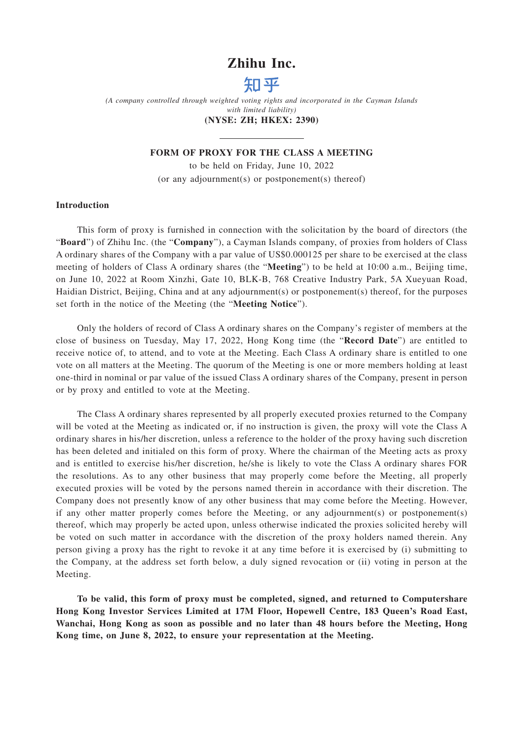# Zhihu Inc.

## 知乎

*(A company controlled through weighted voting rights and incorporated in the Cayman Islands with limited liability)*

**(NYSE: ZH; HKEX: 2390)**

---

**FORM OF PROXY FOR THE CLASS A MEETING**

to be held on Friday, June 10, 2022

(or any adjournment(s) or postponement(s) thereof)

**Introduction**

This form of proxy is furnished in connection with the solicitation by the board of directors (the "**Board**") of Zhihu Inc. (the "**Company**"), a Cayman Islands company, of proxies from holders of Class A ordinary shares of the Company with a par value of US$0.000125 per share to be exercised at the class meeting of holders of Class A ordinary shares (the "**Meeting**") to be held at 10:00 a.m., Beijing time, on June 10, 2022 at Room Xinzhi, Gate 10, BLK-B, 768 Creative Industry Park, 5A Xueyuan Road, Haidian District, Beijing, China and at any adjournment(s) or postponement(s) thereof, for the purposes set forth in the notice of the Meeting (the "**Meeting Notice**").

Only the holders of record of Class A ordinary shares on the Company's register of members at the close of business on Tuesday, May 17, 2022, Hong Kong time (the "**Record Date**") are entitled to receive notice of, to attend, and to vote at the Meeting. Each Class A ordinary share is entitled to one vote on all matters at the Meeting. The quorum of the Meeting is one or more members holding at least one-third in nominal or par value of the issued Class A ordinary shares of the Company, present in person or by proxy and entitled to vote at the Meeting.

The Class A ordinary shares represented by all properly executed proxies returned to the Company will be voted at the Meeting as indicated or, if no instruction is given, the proxy will vote the Class A ordinary shares in his/her discretion, unless a reference to the holder of the proxy having such discretion has been deleted and initialed on this form of proxy. Where the chairman of the Meeting acts as proxy and is entitled to exercise his/her discretion, he/she is likely to vote the Class A ordinary shares FOR the resolutions. As to any other business that may properly come before the Meeting, all properly executed proxies will be voted by the persons named therein in accordance with their discretion. The Company does not presently know of any other business that may come before the Meeting. However, if any other matter properly comes before the Meeting, or any adjournment(s) or postponement(s) thereof, which may properly be acted upon, unless otherwise indicated the proxies solicited hereby will be voted on such matter in accordance with the discretion of the proxy holders named therein. Any person giving a proxy has the right to revoke it at any time before it is exercised by (i) submitting to the Company, at the address set forth below, a duly signed revocation or (ii) voting in person at the Meeting.

**To be valid, this form of proxy must be completed, signed, and returned to Computershare Hong Kong Investor Services Limited at 17M Floor, Hopewell Centre, 183 Queen's Road East, Wanchai, Hong Kong as soon as possible and no later than 48 hours before the Meeting, Hong Kong time, on June 8, 2022, to ensure your representation at the Meeting.**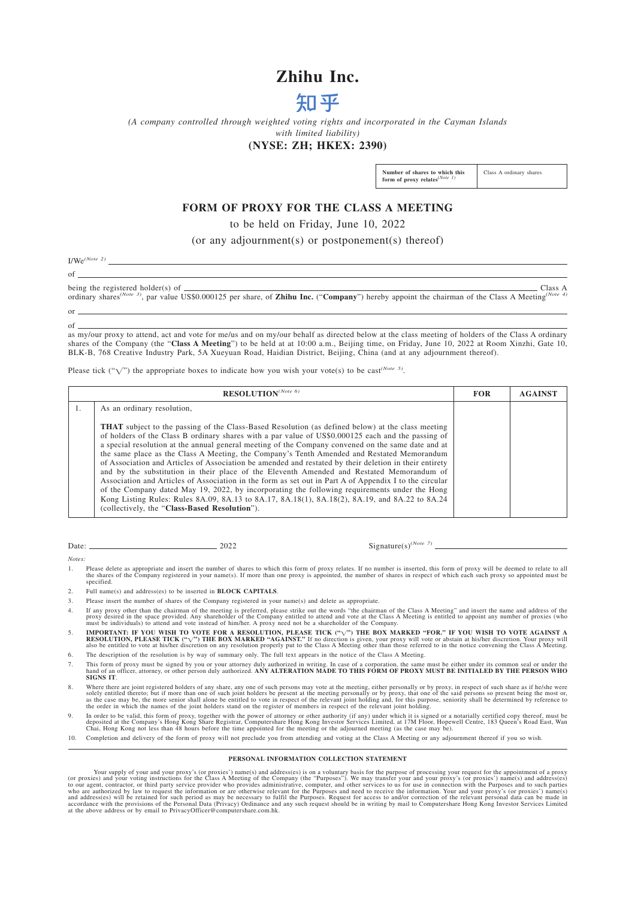# Zhihu Inc.

# 知乎

*(A company controlled through weighted voting rights and incorporated in the Cayman Islands with limited liability)*

**(NYSE: ZH; HKEX: 2390)**

| Number of shares to which this form of proxy relates(Note 1) | Class A ordinary shares |
|---|---|

## FORM OF PROXY FOR THE CLASS A MEETING

to be held on Friday, June 10, 2022

(or any adjournment(s) or postponement(s) thereof)

I/We(Note 2) ______________________________

of ______________________________

being the registered holder(s) of ______________________________ Class A ordinary shares(Note 3), par value US$0.000125 per share, of **Zhihu Inc.** ("**Company**") hereby appoint the chairman of the Class A Meeting(Note 4)

or ______________________________

of ______________________________

as my/our proxy to attend, act and vote for me/us and on my/our behalf as directed below at the class meeting of holders of the Class A ordinary shares of the Company (the "**Class A Meeting**") to be held at at 10:00 a.m., Beijing time, on Friday, June 10, 2022 at Room Xinzhi, Gate 10, BLK-B, 768 Creative Industry Park, 5A Xueyuan Road, Haidian District, Beijing, China (and at any adjournment thereof).

Please tick ("√") the appropriate boxes to indicate how you wish your vote(s) to be cast(Note 5).

| | RESOLUTION(Note 6) | FOR | AGAINST |
|---|---|---|---|
| 1. | As an ordinary resolution,<br><br>**THAT** subject to the passing of the Class-Based Resolution (as defined below) at the class meeting of holders of the Class B ordinary shares with a par value of US$0.000125 each and the passing of a special resolution at the annual general meeting of the Company convened on the same date and at the same place as the Class A Meeting, the Company's Tenth Amended and Restated Memorandum of Association and Articles of Association be amended and restated by their deletion in their entirety and by the substitution in their place of the Eleventh Amended and Restated Memorandum of Association and Articles of Association in the form as set out in Part A of Appendix I to the circular of the Company dated May 19, 2022, by incorporating the following requirements under the Hong Kong Listing Rules: Rules 8A.09, 8A.13 to 8A.17, 8A.18(1), 8A.18(2), 8A.19, and 8A.22 to 8A.24 (collectively, the "**Class-Based Resolution**"). | | |

Date: ______________________________ 2022 Signature(s)(Note 7) ______________________________

*Notes:*

1. Please delete as appropriate and insert the number of shares to which this form of proxy relates. If no number is inserted, this form of proxy will be deemed to relate to all the shares of the Company registered in your name(s). If more than one proxy is appointed, the number of shares in respect of which each such proxy so appointed must be specified.
2. Full name(s) and address(es) to be inserted in **BLOCK CAPITALS**.
3. Please insert the number of shares of the Company registered in your name(s) and delete as appropriate.
4. If any proxy other than the chairman of the meeting is preferred, please strike out the words "the chairman of the Class A Meeting" and insert the name and address of the proxy desired in the space provided. Any shareholder of the Company entitled to attend and vote at the Class A Meeting is entitled to appoint any number of proxies (who must be individuals) to attend and vote instead of him/her. A proxy need not be a shareholder of the Company.
5. **IMPORTANT: IF YOU WISH TO VOTE FOR A RESOLUTION, PLEASE TICK ("√") THE BOX MARKED "FOR." IF YOU WISH TO VOTE AGAINST A RESOLUTION, PLEASE TICK ("√") THE BOX MARKED "AGAINST."** If no direction is given, your proxy will vote or abstain at his/her discretion. Your proxy will also be entitled to vote at his/her discretion on any resolution properly put to the Class A Meeting other than those referred to in the notice convening the Class A Meeting.
6. The description of the resolution is by way of summary only. The full text appears in the notice of the Class A Meeting.
7. This form of proxy must be signed by you or your attorney duly authorized in writing. In case of a corporation, the same must be either under its common seal or under the hand of an officer, attorney, or other person duly authorized. **ANY ALTERATION MADE TO THIS FORM OF PROXY MUST BE INITIALED BY THE PERSON WHO SIGNS IT**.
8. Where there are joint registered holders of any share, any one of such persons may vote at the meeting, either personally or by proxy, in respect of such share as if he/she were solely entitled thereto; but if more than one of such joint holders be present at the meeting personally or by proxy, that one of the said persons so present being the most or, as the case may be, the more senior shall alone be entitled to vote in respect of the relevant joint holding and, for this purpose, seniority shall be determined by reference to the order in which the names of the joint holders stand on the register of members in respect of the relevant joint holding.
9. In order to be valid, this form of proxy, together with the power of attorney or other authority (if any) under which it is signed or a notarially certified copy thereof, must be deposited at the Company's Hong Kong Share Registrar, Computershare Hong Kong Investor Services Limited, at 17M Floor, Hopewell Centre, 183 Queen's Road East, Wan Chai, Hong Kong not less than 48 hours before the time appointed for the meeting or the adjourned meeting (as the case may be).
10. Completion and delivery of the form of proxy will not preclude you from attending and voting at the Class A Meeting or any adjournment thereof if you so wish.

### PERSONAL INFORMATION COLLECTION STATEMENT

Your supply of your and your proxy's (or proxies') name(s) and address(es) is on a voluntary basis for the purpose of processing your request for the appointment of a proxy (or proxies) and your voting instructions for the Class A Meeting of the Company (the "Purposes"). We may transfer your and your proxy's (or proxies') name(s) and address(es) to our agent, contractor, or third party service provider who provides administrative, computer, and other services to us for use in connection with the Purposes and to such parties who are authorized by law to request the information or are otherwise relevant for the Purposes and need to receive the information. Your and your proxy's (or proxies') name(s) and address(es) will be retained for such period as may be necessary to fulfil the Purposes. Request for access to and/or correction of the relevant personal data can be made in accordance with the provisions of the Personal Data (Privacy) Ordinance and any such request should be in writing by mail to Computershare Hong Kong Investor Services Limited at the above address or by email to PrivacyOfficer@computershare.com.hk.